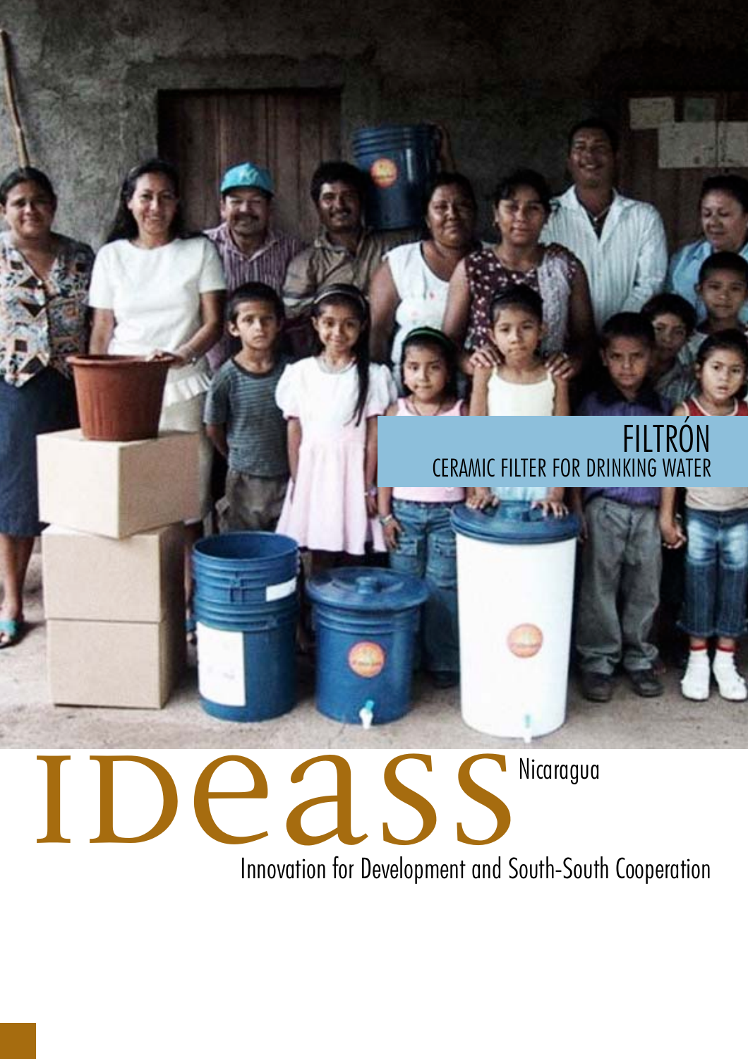# FILTRÓN

## CERAMIC FILTER FOR DRINKING WATER

# IDeass

Nicaragua

Innovation for Development and South-South Cooperation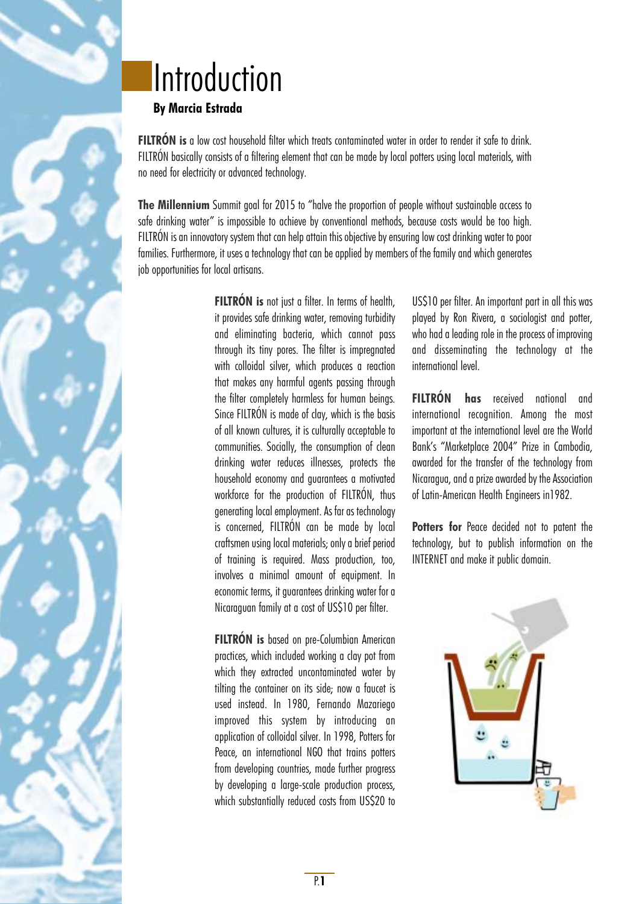# Introduction

**By Marcia Estrada**

**FILTRÓN is** a low cost household filter which treats contaminated water in order to render it safe to drink. FILTRÓN basically consists of a filtering element that can be made by local potters using local materials, with no need for electricity or advanced technology.

**The Millennium** Summit goal for 2015 to "halve the proportion of people without sustainable access to safe drinking water" is impossible to achieve by conventional methods, because costs would be too high. FILTRÓN is an innovatory system that can help attain this objective by ensuring low cost drinking water to poor families. Furthermore, it uses a technology that can be applied by members of the family and which generates job opportunities for local artisans.

**FILTRÓN is** not just a filter. In terms of health, it provides safe drinking water, removing turbidity and eliminating bacteria, which cannot pass through its tiny pores. The filter is impregnated with colloidal silver, which produces a reaction that makes any harmful agents passing through the filter completely harmless for human beings. Since FILTRÓN is made of clay, which is the basis of all known cultures, it is culturally acceptable to communities. Socially, the consumption of clean drinking water reduces illnesses, protects the household economy and guarantees a motivated workforce for the production of FILTRÓN, thus generating local employment. As far as technology is concerned, FILTRÓN can be made by local craftsmen using local materials; only a brief period of training is required. Mass production, too, involves a minimal amount of equipment. In economic terms, it guarantees drinking water for a Nicaraguan family at a cost of US$10 per filter.

**FILTRÓN is** based on pre-Columbian American practices, which included working a clay pot from which they extracted uncontaminated water by tilting the container on its side; now a faucet is used instead. In 1980, Fernando Mazariego improved this system by introducing an application of colloidal silver. In 1998, Potters for Peace, an international NGO that trains potters from developing countries, made further progress by developing a large-scale production process, which substantially reduced costs from US$20 to US$10 per filter. An important part in all this was played by Ron Rivera, a sociologist and potter, who had a leading role in the process of improving and disseminating the technology at the international level.

**FILTRÓN has** received national and international recognition. Among the most important at the international level are the World Bank's "Marketplace 2004" Prize in Cambodia, awarded for the transfer of the technology from Nicaragua, and a prize awarded by the Association of Latin-American Health Engineers in1982.

**Potters for** Peace decided not to patent the technology, but to publish information on the INTERNET and make it public domain.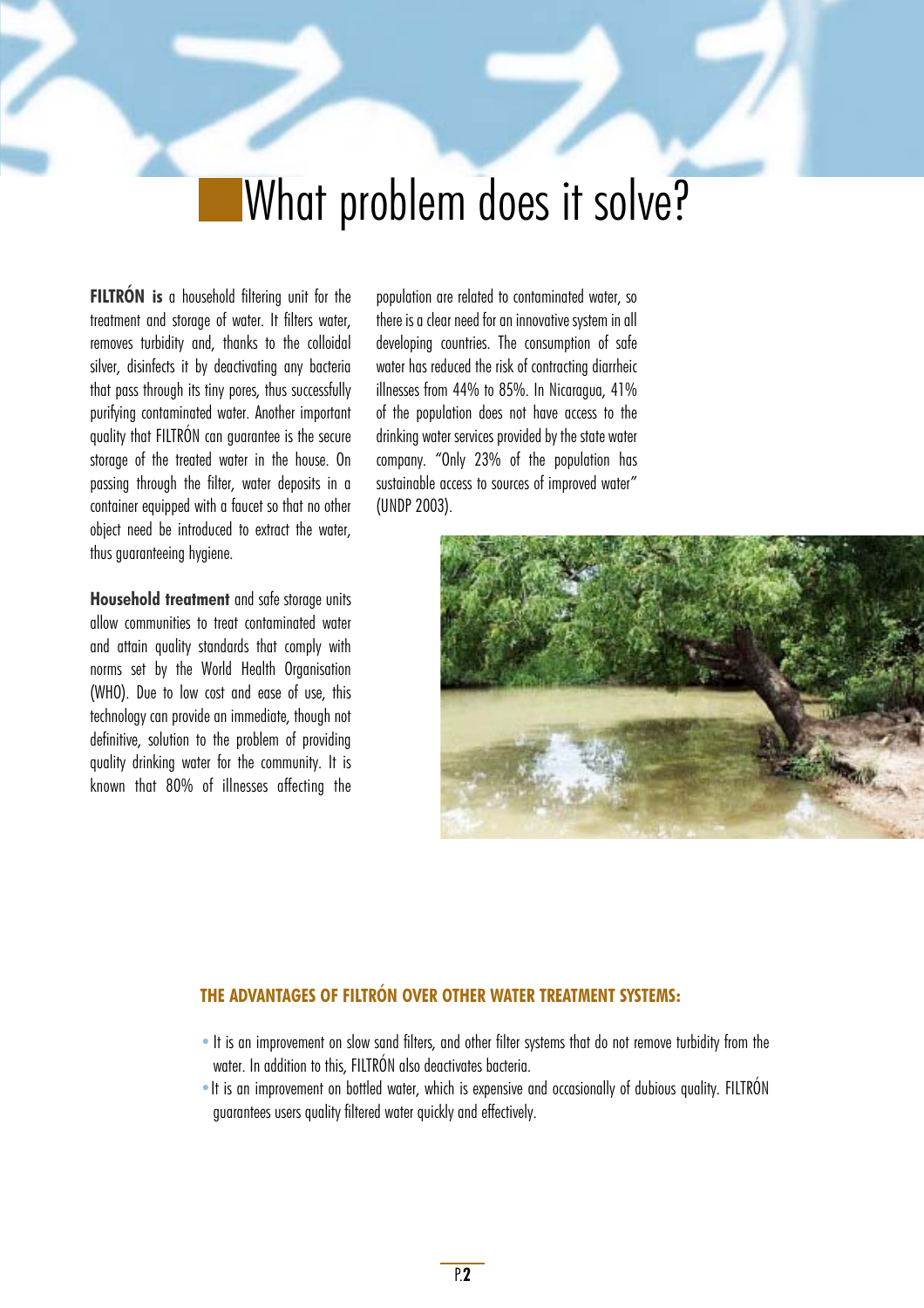# What problem does it solve?

**FILTRÓN is** a household filtering unit for the treatment and storage of water. It filters water, removes turbidity and, thanks to the colloidal silver, disinfects it by deactivating any bacteria that pass through its tiny pores, thus successfully purifying contaminated water. Another important quality that FILTRÓN can guarantee is the secure storage of the treated water in the house. On passing through the filter, water deposits in a container equipped with a faucet so that no other object need be introduced to extract the water, thus guaranteeing hygiene.

**Household treatment** and safe storage units allow communities to treat contaminated water and attain quality standards that comply with norms set by the World Health Organisation (WHO). Due to low cost and ease of use, this technology can provide an immediate, though not definitive, solution to the problem of providing quality drinking water for the community. It is known that 80% of illnesses affecting the population are related to contaminated water, so there is a clear need for an innovative system in all developing countries. The consumption of safe water has reduced the risk of contracting diarrheic illnesses from 44% to 85%. In Nicaragua, 41% of the population does not have access to the drinking water services provided by the state water company. "Only 23% of the population has sustainable access to sources of improved water" (UNDP 2003).

### THE ADVANTAGES OF FILTRÓN OVER OTHER WATER TREATMENT SYSTEMS:

- It is an improvement on slow sand filters, and other filter systems that do not remove turbidity from the water. In addition to this, FILTRÓN also deactivates bacteria.
- It is an improvement on bottled water, which is expensive and occasionally of dubious quality. FILTRÓN guarantees users quality filtered water quickly and effectively.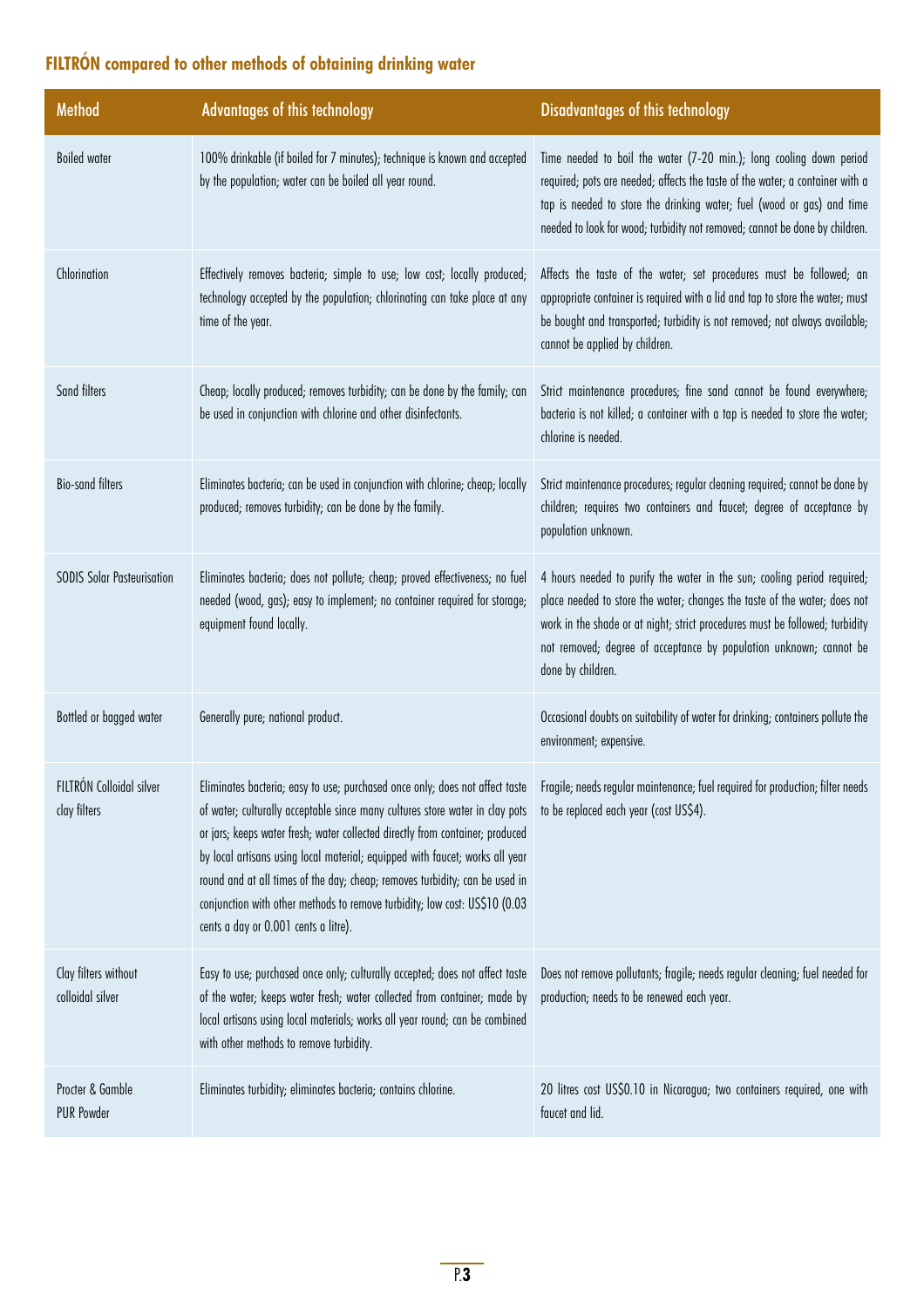## FILTRÓN compared to other methods of obtaining drinking water

| Method | Advantages of this technology | Disadvantages of this technology |
|---|---|---|
| Boiled water | 100% drinkable (if boiled for 7 minutes); technique is known and accepted by the population; water can be boiled all year round. | Time needed to boil the water (7-20 min.); long cooling down period required; pots are needed; affects the taste of the water; a container with a tap is needed to store the drinking water; fuel (wood or gas) and time needed to look for wood; turbidity not removed; cannot be done by children. |
| Chlorination | Effectively removes bacteria; simple to use; low cost; locally produced; technology accepted by the population; chlorinating can take place at any time of the year. | Affects the taste of the water; set procedures must be followed; an appropriate container is required with a lid and tap to store the water; must be bought and transported; turbidity is not removed; not always available; cannot be applied by children. |
| Sand filters | Cheap; locally produced; removes turbidity; can be done by the family; can be used in conjunction with chlorine and other disinfectants. | Strict maintenance procedures; fine sand cannot be found everywhere; bacteria is not killed; a container with a tap is needed to store the water; chlorine is needed. |
| Bio-sand filters | Eliminates bacteria; can be used in conjunction with chlorine; cheap; locally produced; removes turbidity; can be done by the family. | Strict maintenance procedures; regular cleaning required; cannot be done by children; requires two containers and faucet; degree of acceptance by population unknown. |
| SODIS Solar Pasteurisation | Eliminates bacteria; does not pollute; cheap; proved effectiveness; no fuel needed (wood, gas); easy to implement; no container required for storage; equipment found locally. | 4 hours needed to purify the water in the sun; cooling period required; place needed to store the water; changes the taste of the water; does not work in the shade or at night; strict procedures must be followed; turbidity not removed; degree of acceptance by population unknown; cannot be done by children. |
| Bottled or bagged water | Generally pure; national product. | Occasional doubts on suitability of water for drinking; containers pollute the environment; expensive. |
| FILTRÓN Colloidal silver clay filters | Eliminates bacteria; easy to use; purchased once only; does not affect taste of water; culturally acceptable since many cultures store water in clay pots or jars; keeps water fresh; water collected directly from container; produced by local artisans using local material; equipped with faucet; works all year round and at all times of the day; cheap; removes turbidity; can be used in conjunction with other methods to remove turbidity; low cost: US$10 (0.03 cents a day or 0.001 cents a litre). | Fragile; needs regular maintenance; fuel required for production; filter needs to be replaced each year (cost US$4). |
| Clay filters without colloidal silver | Easy to use; purchased once only; culturally accepted; does not affect taste of the water; keeps water fresh; water collected from container; made by local artisans using local materials; works all year round; can be combined with other methods to remove turbidity. | Does not remove pollutants; fragile; needs regular cleaning; fuel needed for production; needs to be renewed each year. |
| Procter & Gamble PUR Powder | Eliminates turbidity; eliminates bacteria; contains chlorine. | 20 litres cost US$0.10 in Nicaragua; two containers required, one with faucet and lid. |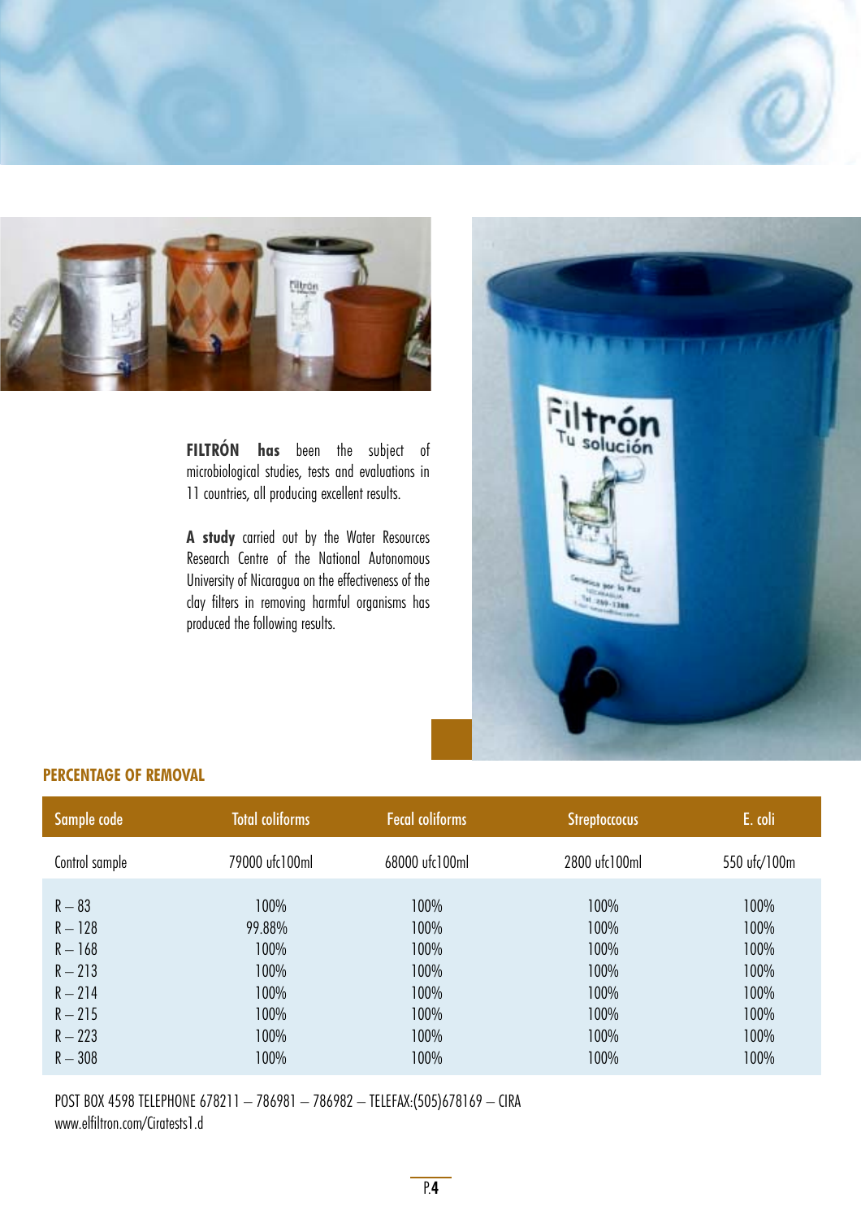**FILTRÓN has** been the subject of microbiological studies, tests and evaluations in 11 countries, all producing excellent results.

**A study** carried out by the Water Resources Research Centre of the National Autonomous University of Nicaragua on the effectiveness of the clay filters in removing harmful organisms has produced the following results.

**PERCENTAGE OF REMOVAL**

| Sample code | Total coliforms | Fecal coliforms | Streptoccocus | E. coli |
|---|---|---|---|---|
| Control sample | 79000 ufc100ml | 68000 ufc100ml | 2800 ufc100ml | 550 ufc/100m |
| R – 83 | 100% | 100% | 100% | 100% |
| R – 128 | 99.88% | 100% | 100% | 100% |
| R – 168 | 100% | 100% | 100% | 100% |
| R – 213 | 100% | 100% | 100% | 100% |
| R – 214 | 100% | 100% | 100% | 100% |
| R – 215 | 100% | 100% | 100% | 100% |
| R – 223 | 100% | 100% | 100% | 100% |
| R – 308 | 100% | 100% | 100% | 100% |

POST BOX 4598 TELEPHONE 678211 – 786981 – 786982 – TELEFAX:(505)678169 – CIRA
www.elfiltron.com/Ciratests1.d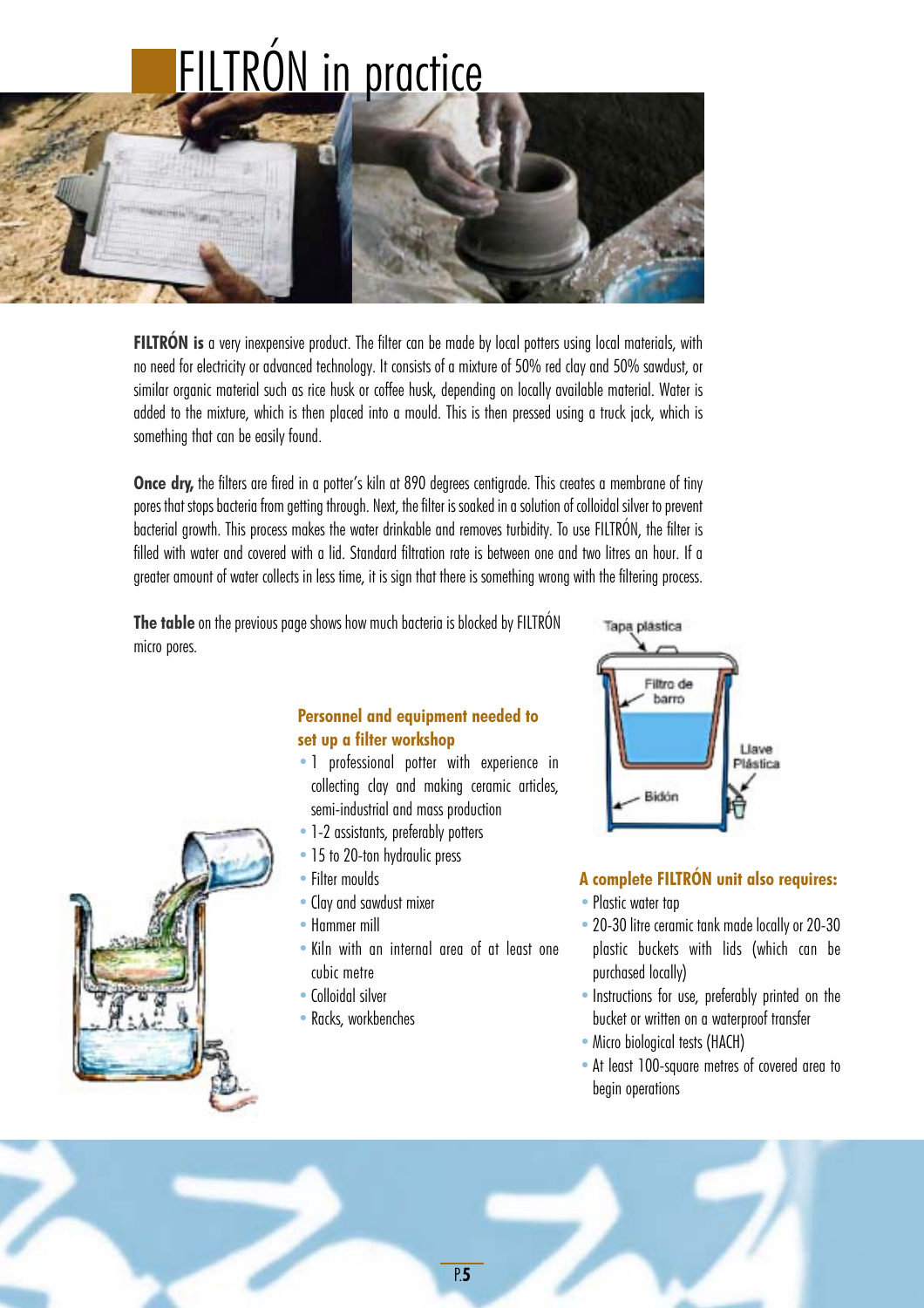# FILTRÓN in practice

**FILTRÓN is** a very inexpensive product. The filter can be made by local potters using local materials, with no need for electricity or advanced technology. It consists of a mixture of 50% red clay and 50% sawdust, or similar organic material such as rice husk or coffee husk, depending on locally available material. Water is added to the mixture, which is then placed into a mould. This is then pressed using a truck jack, which is something that can be easily found.

**Once dry,** the filters are fired in a potter's kiln at 890 degrees centigrade. This creates a membrane of tiny pores that stops bacteria from getting through. Next, the filter is soaked in a solution of colloidal silver to prevent bacterial growth. This process makes the water drinkable and removes turbidity. To use FILTRÓN, the filter is filled with water and covered with a lid. Standard filtration rate is between one and two litres an hour. If a greater amount of water collects in less time, it is sign that there is something wrong with the filtering process.

**The table** on the previous page shows how much bacteria is blocked by FILTRÓN micro pores.

### Personnel and equipment needed to set up a filter workshop

- 1 professional potter with experience in collecting clay and making ceramic articles, semi-industrial and mass production
- 1-2 assistants, preferably potters
- 15 to 20-ton hydraulic press
- Filter moulds
- Clay and sawdust mixer
- Hammer mill
- Kiln with an internal area of at least one cubic metre
- Colloidal silver
- Racks, workbenches

Tapa plástica

Filtro de barro

Llave Plástica

Bidón

### A complete FILTRÓN unit also requires:

- Plastic water tap
- 20-30 litre ceramic tank made locally or 20-30 plastic buckets with lids (which can be purchased locally)
- Instructions for use, preferably printed on the bucket or written on a waterproof transfer
- Micro biological tests (HACH)
- At least 100-square metres of covered area to begin operations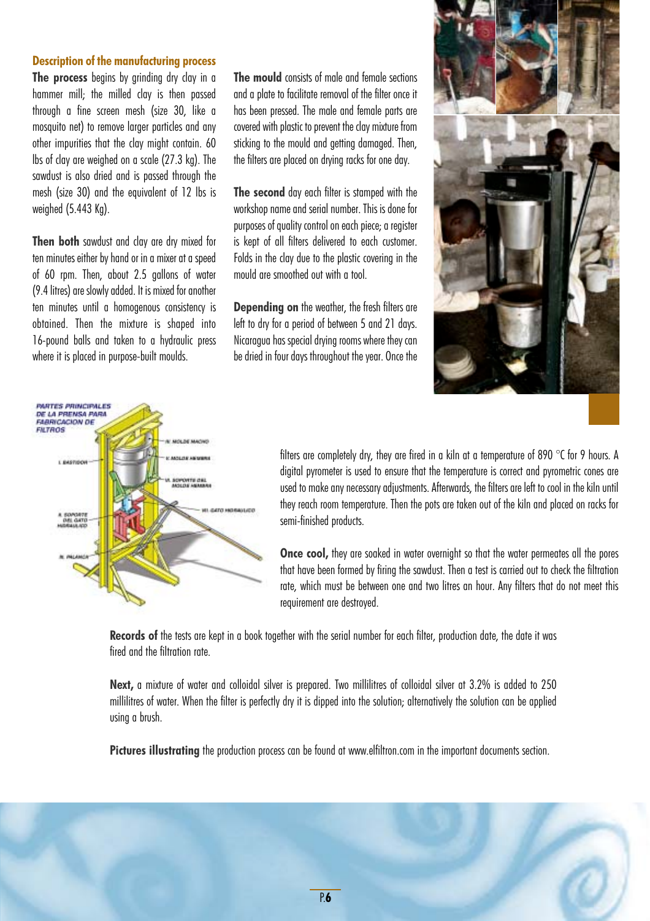### Description of the manufacturing process

**The process** begins by grinding dry clay in a hammer mill; the milled clay is then passed through a fine screen mesh (size 30, like a mosquito net) to remove larger particles and any other impurities that the clay might contain. 60 lbs of clay are weighed on a scale (27.3 kg). The sawdust is also dried and is passed through the mesh (size 30) and the equivalent of 12 lbs is weighed (5.443 Kg).

**Then both** sawdust and clay are dry mixed for ten minutes either by hand or in a mixer at a speed of 60 rpm. Then, about 2.5 gallons of water (9.4 litres) are slowly added. It is mixed for another ten minutes until a homogenous consistency is obtained. Then the mixture is shaped into 16-pound balls and taken to a hydraulic press where it is placed in purpose-built moulds.

**The mould** consists of male and female sections and a plate to facilitate removal of the filter once it has been pressed. The male and female parts are covered with plastic to prevent the clay mixture from sticking to the mould and getting damaged. Then, the filters are placed on drying racks for one day.

**The second** day each filter is stamped with the workshop name and serial number. This is done for purposes of quality control on each piece; a register is kept of all filters delivered to each customer. Folds in the clay due to the plastic covering in the mould are smoothed out with a tool.

**Depending on** the weather, the fresh filters are left to dry for a period of between 5 and 21 days. Nicaragua has special drying rooms where they can be dried in four days throughout the year. Once the filters are completely dry, they are fired in a kiln at a temperature of 890 °C for 9 hours. A digital pyrometer is used to ensure that the temperature is correct and pyrometric cones are used to make any necessary adjustments. Afterwards, the filters are left to cool in the kiln until they reach room temperature. Then the pots are taken out of the kiln and placed on racks for semi-finished products.

**Once cool,** they are soaked in water overnight so that the water permeates all the pores that have been formed by firing the sawdust. Then a test is carried out to check the filtration rate, which must be between one and two litres an hour. Any filters that do not meet this requirement are destroyed.

**Records of** the tests are kept in a book together with the serial number for each filter, production date, the date it was fired and the filtration rate.

**Next,** a mixture of water and colloidal silver is prepared. Two millilitres of colloidal silver at 3.2% is added to 250 millilitres of water. When the filter is perfectly dry it is dipped into the solution; alternatively the solution can be applied using a brush.

**Pictures illustrating** the production process can be found at www.elfiltron.com in the important documents section.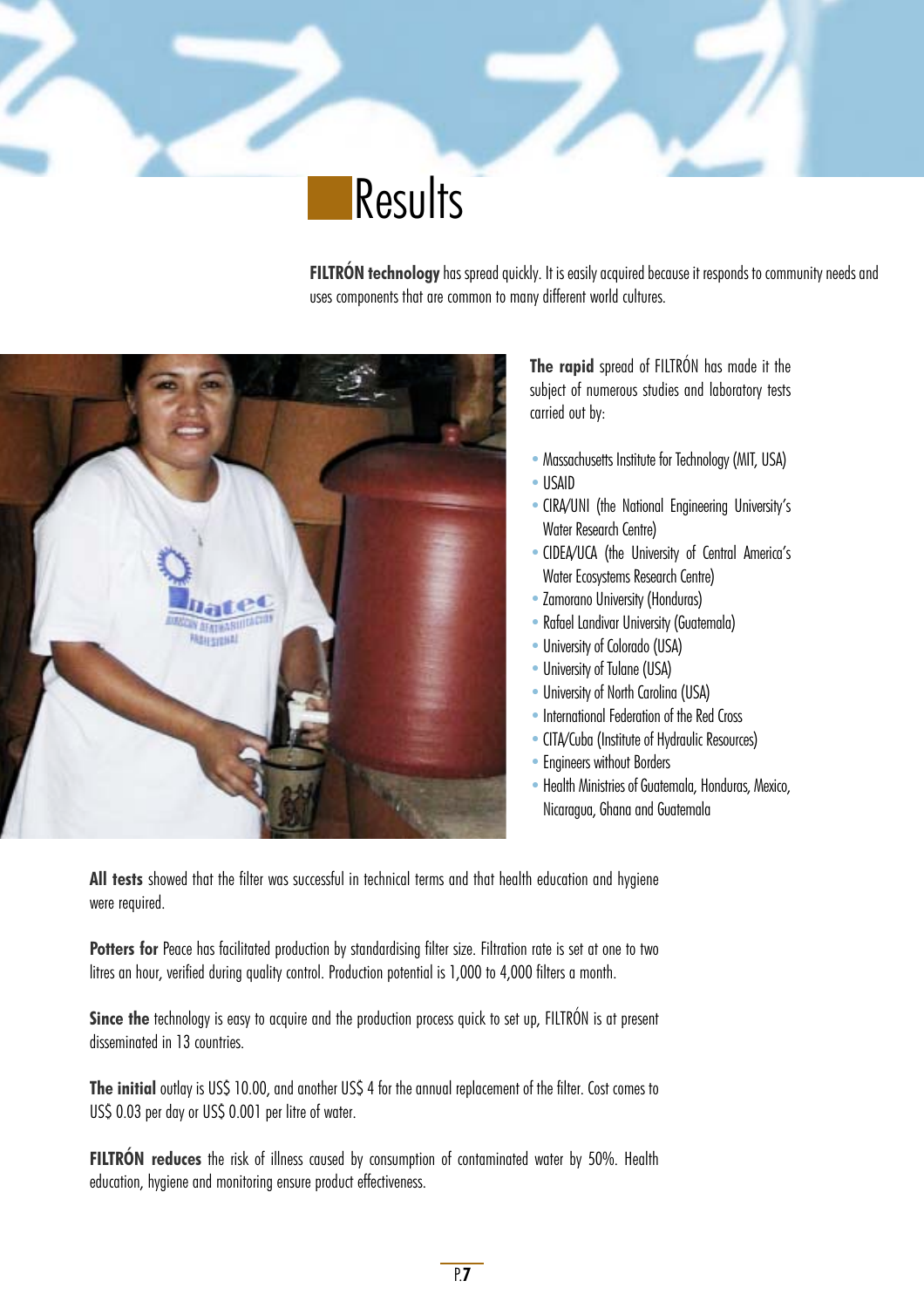# Results

**FILTRÓN technology** has spread quickly. It is easily acquired because it responds to community needs and uses components that are common to many different world cultures.

**The rapid** spread of FILTRÓN has made it the subject of numerous studies and laboratory tests carried out by:

- Massachusetts Institute for Technology (MIT, USA)
- USAID
- CIRA/UNI (the National Engineering University's Water Research Centre)
- CIDEA/UCA (the University of Central America's Water Ecosystems Research Centre)
- Zamorano University (Honduras)
- Rafael Landivar University (Guatemala)
- University of Colorado (USA)
- University of Tulane (USA)
- University of North Carolina (USA)
- International Federation of the Red Cross
- CITA/Cuba (Institute of Hydraulic Resources)
- Engineers without Borders
- Health Ministries of Guatemala, Honduras, Mexico, Nicaragua, Ghana and Guatemala

**All tests** showed that the filter was successful in technical terms and that health education and hygiene were required.

**Potters for** Peace has facilitated production by standardising filter size. Filtration rate is set at one to two litres an hour, verified during quality control. Production potential is 1,000 to 4,000 filters a month.

**Since the** technology is easy to acquire and the production process quick to set up, FILTRÓN is at present disseminated in 13 countries.

**The initial** outlay is US$ 10.00, and another US$ 4 for the annual replacement of the filter. Cost comes to US$ 0.03 per day or US$ 0.001 per litre of water.

**FILTRÓN reduces** the risk of illness caused by consumption of contaminated water by 50%. Health education, hygiene and monitoring ensure product effectiveness.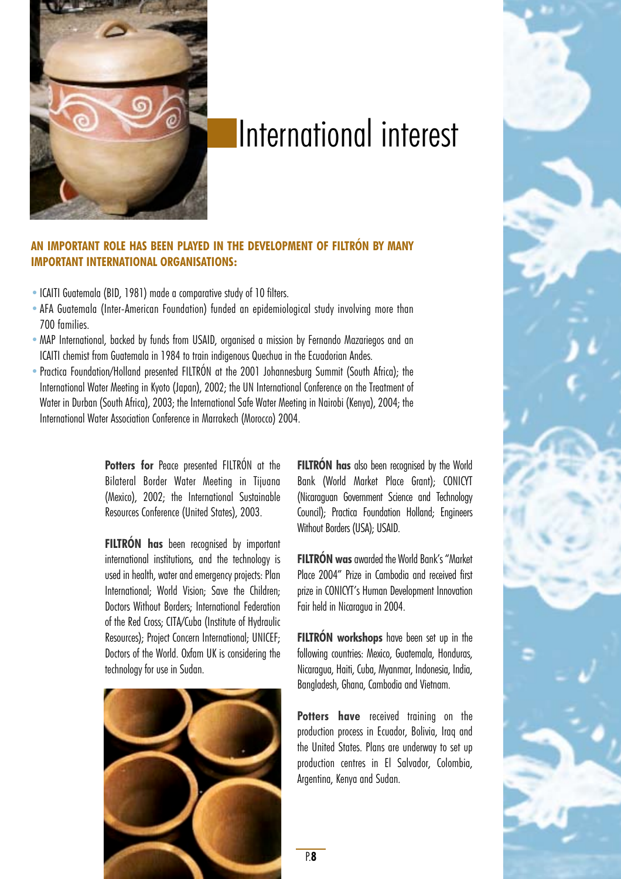# International interest

**AN IMPORTANT ROLE HAS BEEN PLAYED IN THE DEVELOPMENT OF FILTRÓN BY MANY IMPORTANT INTERNATIONAL ORGANISATIONS:**

- ICAITI Guatemala (BID, 1981) made a comparative study of 10 filters.
- AFA Guatemala (Inter-American Foundation) funded an epidemiological study involving more than 700 families.
- MAP International, backed by funds from USAID, organised a mission by Fernando Mazariegos and an ICAITI chemist from Guatemala in 1984 to train indigenous Quechua in the Ecuadorian Andes.
- Practica Foundation/Holland presented FILTRÓN at the 2001 Johannesburg Summit (South Africa); the International Water Meeting in Kyoto (Japan), 2002; the UN International Conference on the Treatment of Water in Durban (South Africa), 2003; the International Safe Water Meeting in Nairobi (Kenya), 2004; the International Water Association Conference in Marrakech (Morocco) 2004.

**Potters for** Peace presented FILTRÓN at the Bilateral Border Water Meeting in Tijuana (Mexico), 2002; the International Sustainable Resources Conference (United States), 2003.

**FILTRÓN has** been recognised by important international institutions, and the technology is used in health, water and emergency projects: Plan International; World Vision; Save the Children; Doctors Without Borders; International Federation of the Red Cross; CITA/Cuba (Institute of Hydraulic Resources); Project Concern International; UNICEF; Doctors of the World. Oxfam UK is considering the technology for use in Sudan.

**FILTRÓN has** also been recognised by the World Bank (World Market Place Grant); CONICYT (Nicaraguan Government Science and Technology Council); Practica Foundation Holland; Engineers Without Borders (USA); USAID.

**FILTRÓN was** awarded the World Bank's "Market Place 2004" Prize in Cambodia and received first prize in CONICYT's Human Development Innovation Fair held in Nicaragua in 2004.

**FILTRÓN workshops** have been set up in the following countries: Mexico, Guatemala, Honduras, Nicaragua, Haiti, Cuba, Myanmar, Indonesia, India, Bangladesh, Ghana, Cambodia and Vietnam.

**Potters have** received training on the production process in Ecuador, Bolivia, Iraq and the United States. Plans are underway to set up production centres in El Salvador, Colombia, Argentina, Kenya and Sudan.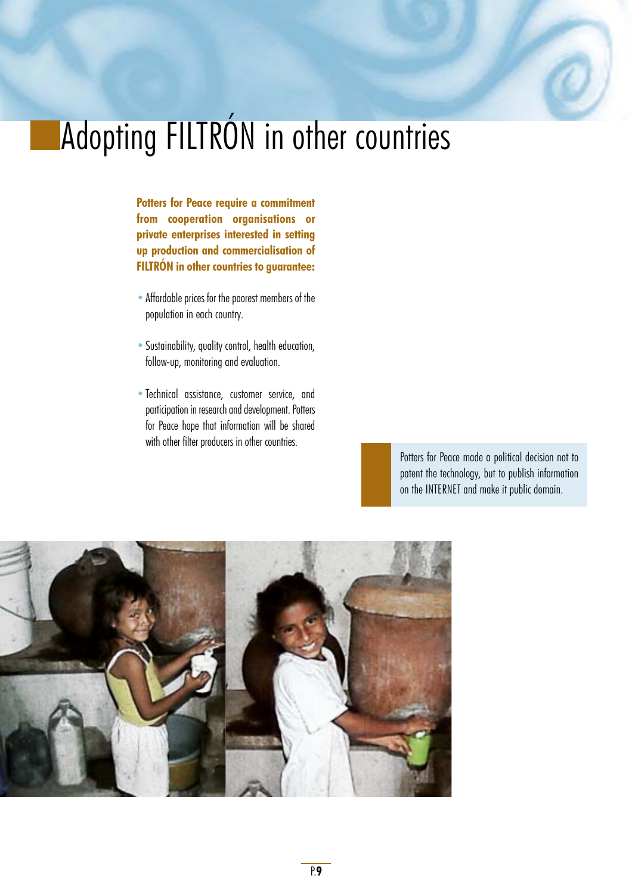# Adopting FILTRÓN in other countries

**Potters for Peace require a commitment from cooperation organisations or private enterprises interested in setting up production and commercialisation of FILTRÓN in other countries to guarantee:**

- Affordable prices for the poorest members of the population in each country.
- Sustainability, quality control, health education, follow-up, monitoring and evaluation.
- Technical assistance, customer service, and participation in research and development. Potters for Peace hope that information will be shared with other filter producers in other countries.

Potters for Peace made a political decision not to patent the technology, but to publish information on the INTERNET and make it public domain.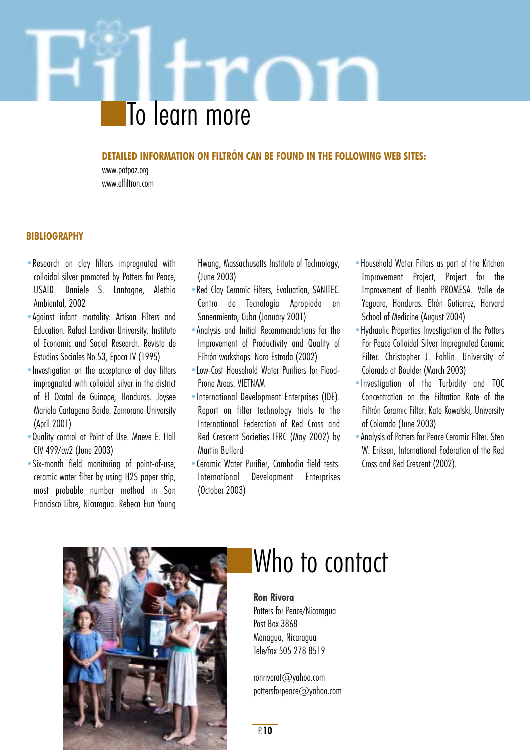# To learn more

**DETAILED INFORMATION ON FILTRÓN CAN BE FOUND IN THE FOLLOWING WEB SITES:**

www.potpaz.org
www.elfiltron.com

**BIBLIOGRAPHY**

- Research on clay filters impregnated with colloidal silver promoted by Potters for Peace, USAID. Daniele S. Lantagne, Alethia Ambiental, 2002
- Against infant mortality: Artisan Filters and Education. Rafael Landivar University. Institute of Economic and Social Research. Revista de Estudios Sociales No.53, Epoca IV (1995)
- Investigation on the acceptance of clay filters impregnated with colloidal silver in the district of El Ocotal de Guinope, Honduras. Joysee Mariela Cartagena Baide. Zamorano University (April 2001)
- Quality control at Point of Use. Maeve E. Hall CIV 499/cw2 (June 2003)
- Six-month field monitoring of point-of-use, ceramic water filter by using H2S paper strip, most probable number method in San Francisco Libre, Nicaragua. Rebeca Eun Young Hwang, Massachusetts Institute of Technology, (June 2003)
- Red Clay Ceramic Filters, Evaluation, SANITEC. Centro de Tecnología Apropiada en Saneamiento, Cuba (January 2001)
- Analysis and Initial Recommendations for the Improvement of Productivity and Quality of Filtrón workshops. Nora Estrada (2002)
- Low-Cost Household Water Purifiers for Flood-Prone Areas. VIETNAM
- International Development Enterprises (IDE). Report on filter technology trials to the International Federation of Red Cross and Red Crescent Societies IFRC (May 2002) by Martin Bullard
- Ceramic Water Purifier, Cambodia field tests. International Development Enterprises (October 2003)
- Household Water Filters as part of the Kitchen Improvement Project, Project for the Improvement of Health PROMESA. Valle de Yeguare, Honduras. Efrén Gutierrez, Harvard School of Medicine (August 2004)
- Hydraulic Properties Investigation of the Potters For Peace Colloidal Silver Impregnated Ceramic Filter. Christopher J. Fahlin. University of Colorado at Boulder (March 2003)
- Investigation of the Turbidity and TOC Concentration on the Filtration Rate of the Filtrón Ceramic Filter. Kate Kowalski, University of Colorado (June 2003)
- Analysis of Potters for Peace Ceramic Filter. Sten W. Eriksen, International Federation of the Red Cross and Red Crescent (2002).

# Who to contact

**Ron Rivera**
Potters for Peace/Nicaragua
Post Box 3868
Managua, Nicaragua
Tele/fax 505 278 8519

ronriverat@yahoo.com
pottersforpeace@yahoo.com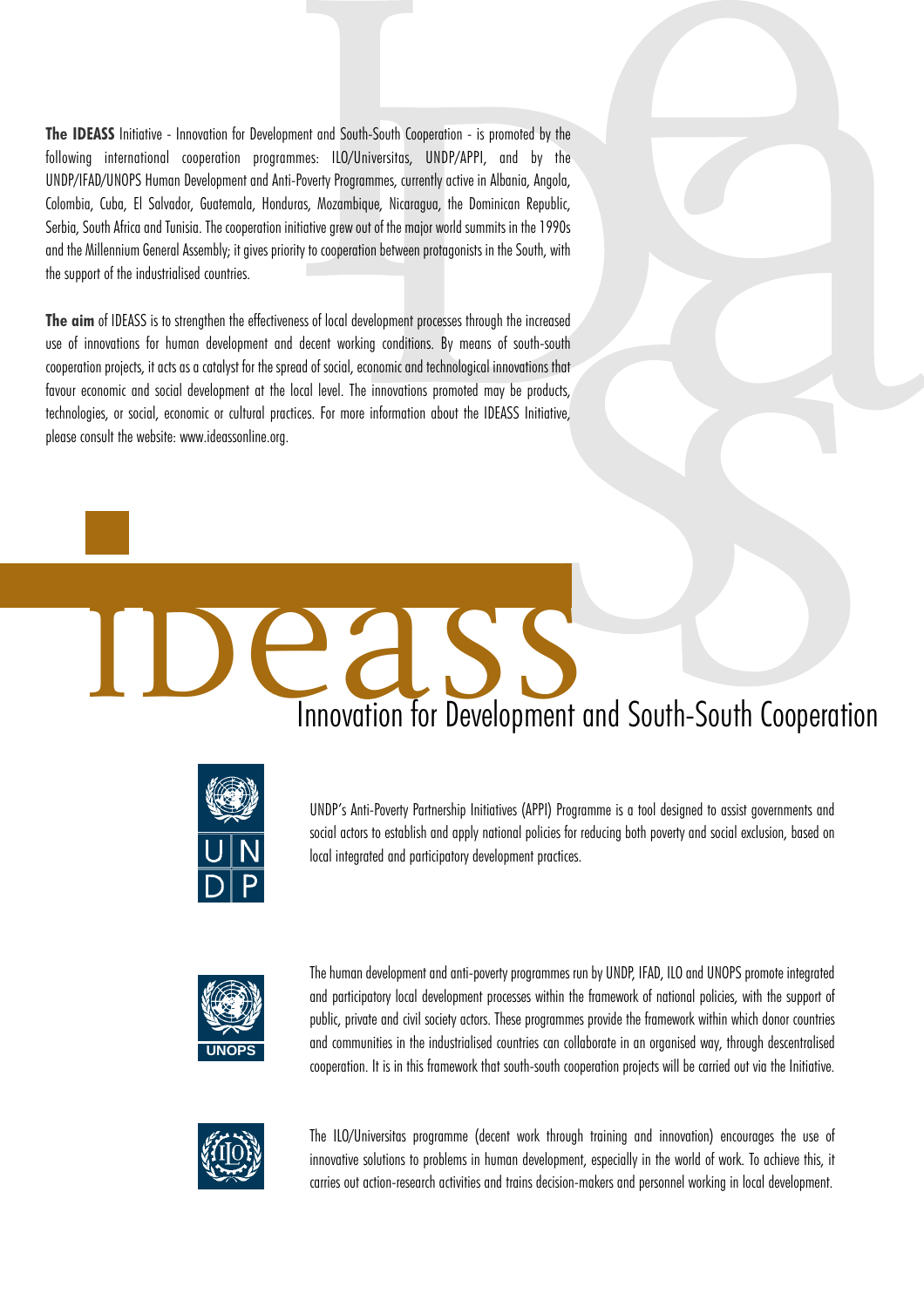**The IDEASS** Initiative - Innovation for Development and South-South Cooperation - is promoted by the following international cooperation programmes: ILO/Universitas, UNDP/APPI, and by the UNDP/IFAD/UNOPS Human Development and Anti-Poverty Programmes, currently active in Albania, Angola, Colombia, Cuba, El Salvador, Guatemala, Honduras, Mozambique, Nicaragua, the Dominican Republic, Serbia, South Africa and Tunisia. The cooperation initiative grew out of the major world summits in the 1990s and the Millennium General Assembly; it gives priority to cooperation between protagonists in the South, with the support of the industrialised countries.

**The aim** of IDEASS is to strengthen the effectiveness of local development processes through the increased use of innovations for human development and decent working conditions. By means of south-south cooperation projects, it acts as a catalyst for the spread of social, economic and technological innovations that favour economic and social development at the local level. The innovations promoted may be products, technologies, or social, economic or cultural practices. For more information about the IDEASS Initiative, please consult the website: www.ideassonline.org.

# IDeass

## Innovation for Development and South-South Cooperation

UNDP's Anti-Poverty Partnership Initiatives (APPI) Programme is a tool designed to assist governments and social actors to establish and apply national policies for reducing both poverty and social exclusion, based on local integrated and participatory development practices.

The human development and anti-poverty programmes run by UNDP, IFAD, ILO and UNOPS promote integrated and participatory local development processes within the framework of national policies, with the support of public, private and civil society actors. These programmes provide the framework within which donor countries and communities in the industrialised countries can collaborate in an organised way, through descentralised cooperation. It is in this framework that south-south cooperation projects will be carried out via the Initiative.

The ILO/Universitas programme (decent work through training and innovation) encourages the use of innovative solutions to problems in human development, especially in the world of work. To achieve this, it carries out action-research activities and trains decision-makers and personnel working in local development.